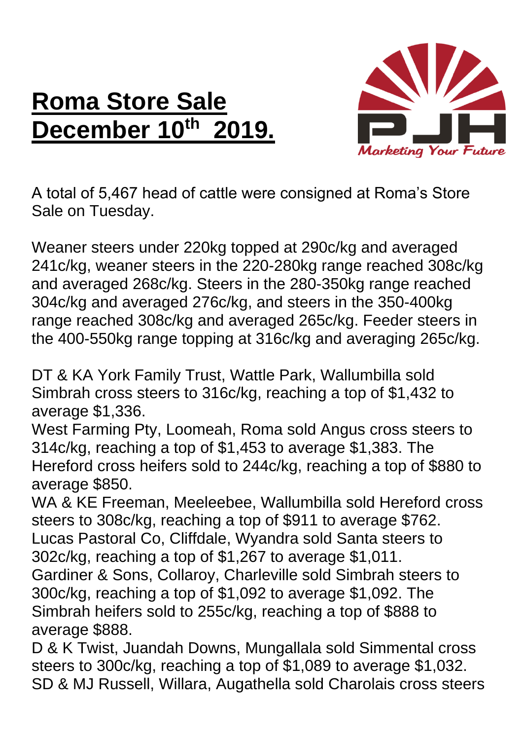# Roma Store Sale December 10th 2019.

A total of 5,467 head of cattle were consigned at Roma's Store Sale on Tuesday.

Weaner steers under 220kg topped at 290c/kg and averaged 241c/kg, weaner steers in the 220-280kg range reached 308c/kg and averaged 268c/kg. Steers in the 280-350kg range reached 304c/kg and averaged 276c/kg, and steers in the 350-400kg range reached 308c/kg and averaged 265c/kg. Feeder steers in the 400-550kg range topping at 316c/kg and averaging 265c/kg.

DT & KA York Family Trust, Wattle Park, Wallumbilla sold Simbrah cross steers to 316c/kg, reaching a top of $1,432 to average $1,336.
West Farming Pty, Loomeah, Roma sold Angus cross steers to 314c/kg, reaching a top of $1,453 to average $1,383. The Hereford cross heifers sold to 244c/kg, reaching a top of $880 to average $850.
WA & KE Freeman, Meeleebee, Wallumbilla sold Hereford cross steers to 308c/kg, reaching a top of $911 to average $762.
Lucas Pastoral Co, Cliffdale, Wyandra sold Santa steers to 302c/kg, reaching a top of $1,267 to average $1,011.
Gardiner & Sons, Collaroy, Charleville sold Simbrah steers to 300c/kg, reaching a top of $1,092 to average $1,092. The Simbrah heifers sold to 255c/kg, reaching a top of $888 to average $888.
D & K Twist, Juandah Downs, Mungallala sold Simmental cross steers to 300c/kg, reaching a top of $1,089 to average $1,032.
SD & MJ Russell, Willara, Augathella sold Charolais cross steers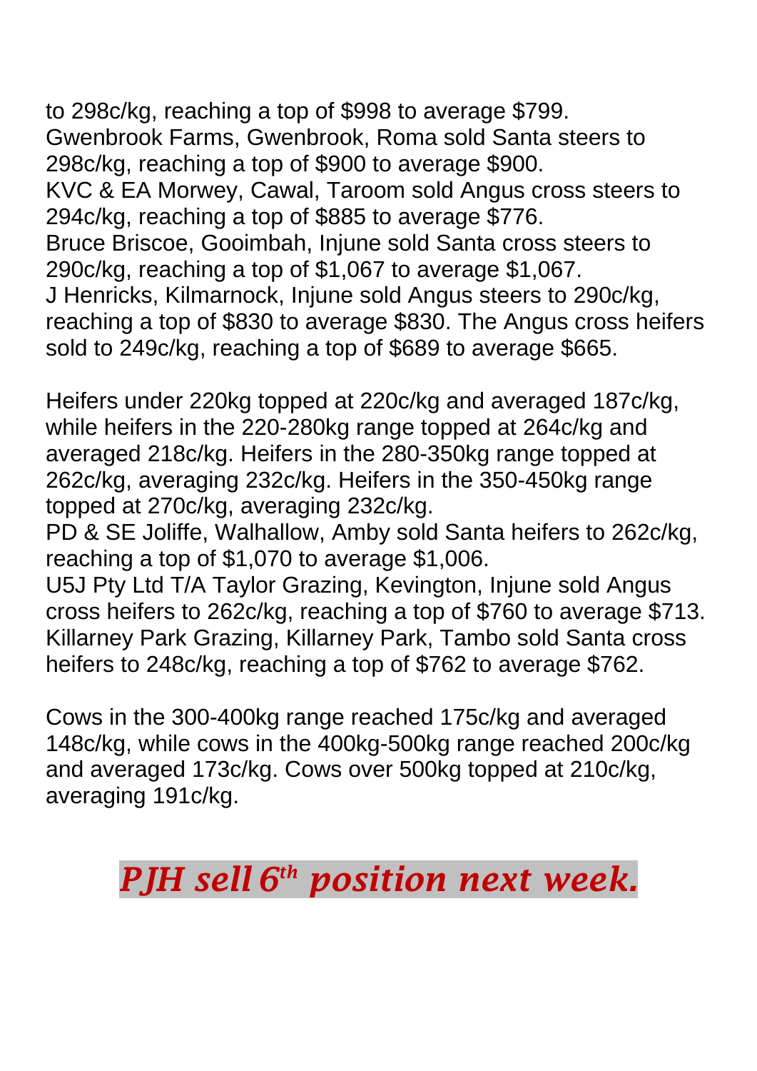to 298c/kg, reaching a top of $998 to average $799.
Gwenbrook Farms, Gwenbrook, Roma sold Santa steers to 298c/kg, reaching a top of $900 to average $900.
KVC & EA Morwey, Cawal, Taroom sold Angus cross steers to 294c/kg, reaching a top of $885 to average $776.
Bruce Briscoe, Gooimbah, Injune sold Santa cross steers to 290c/kg, reaching a top of $1,067 to average $1,067.
J Henricks, Kilmarnock, Injune sold Angus steers to 290c/kg, reaching a top of $830 to average $830. The Angus cross heifers sold to 249c/kg, reaching a top of $689 to average $665.

Heifers under 220kg topped at 220c/kg and averaged 187c/kg, while heifers in the 220-280kg range topped at 264c/kg and averaged 218c/kg. Heifers in the 280-350kg range topped at 262c/kg, averaging 232c/kg. Heifers in the 350-450kg range topped at 270c/kg, averaging 232c/kg.
PD & SE Joliffe, Walhallow, Amby sold Santa heifers to 262c/kg, reaching a top of $1,070 to average $1,006.
U5J Pty Ltd T/A Taylor Grazing, Kevington, Injune sold Angus cross heifers to 262c/kg, reaching a top of $760 to average $713.
Killarney Park Grazing, Killarney Park, Tambo sold Santa cross heifers to 248c/kg, reaching a top of $762 to average $762.

Cows in the 300-400kg range reached 175c/kg and averaged 148c/kg, while cows in the 400kg-500kg range reached 200c/kg and averaged 173c/kg. Cows over 500kg topped at 210c/kg, averaging 191c/kg.

***PJH sell 6th position next week.***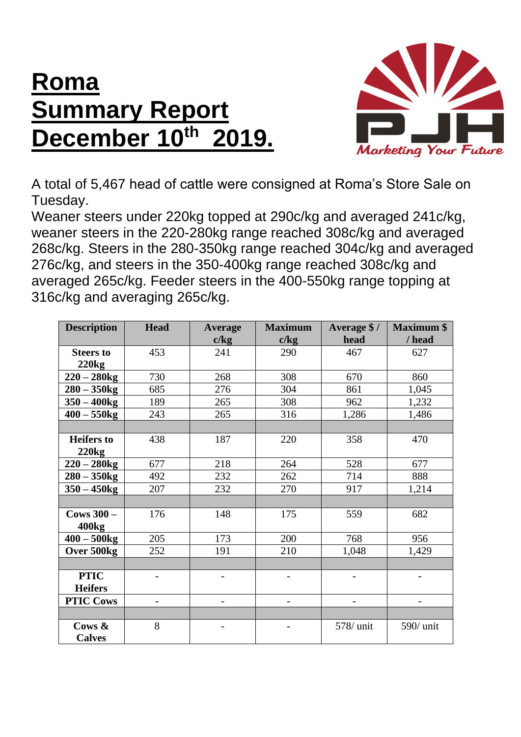# Roma Summary Report December 10th 2019.

PJH
*Marketing Your Future*

A total of 5,467 head of cattle were consigned at Roma's Store Sale on Tuesday.

Weaner steers under 220kg topped at 290c/kg and averaged 241c/kg, weaner steers in the 220-280kg range reached 308c/kg and averaged 268c/kg. Steers in the 280-350kg range reached 304c/kg and averaged 276c/kg, and steers in the 350-400kg range reached 308c/kg and averaged 265c/kg. Feeder steers in the 400-550kg range topping at 316c/kg and averaging 265c/kg.

| Description | Head | Average c/kg | Maximum c/kg | Average $ / head | Maximum $ / head |
|---|---|---|---|---|---|
| Steers to 220kg | 453 | 241 | 290 | 467 | 627 |
| 220 – 280kg | 730 | 268 | 308 | 670 | 860 |
| 280 – 350kg | 685 | 276 | 304 | 861 | 1,045 |
| 350 – 400kg | 189 | 265 | 308 | 962 | 1,232 |
| 400 – 550kg | 243 | 265 | 316 | 1,286 | 1,486 |
| | | | | | |
| Heifers to 220kg | 438 | 187 | 220 | 358 | 470 |
| 220 – 280kg | 677 | 218 | 264 | 528 | 677 |
| 280 – 350kg | 492 | 232 | 262 | 714 | 888 |
| 350 – 450kg | 207 | 232 | 270 | 917 | 1,214 |
| | | | | | |
| Cows 300 – 400kg | 176 | 148 | 175 | 559 | 682 |
| 400 – 500kg | 205 | 173 | 200 | 768 | 956 |
| Over 500kg | 252 | 191 | 210 | 1,048 | 1,429 |
| | | | | | |
| PTIC Heifers | - | - | - | - | - |
| PTIC Cows | - | - | - | - | - |
| | | | | | |
| Cows & Calves | 8 | - | - | 578/ unit | 590/ unit |